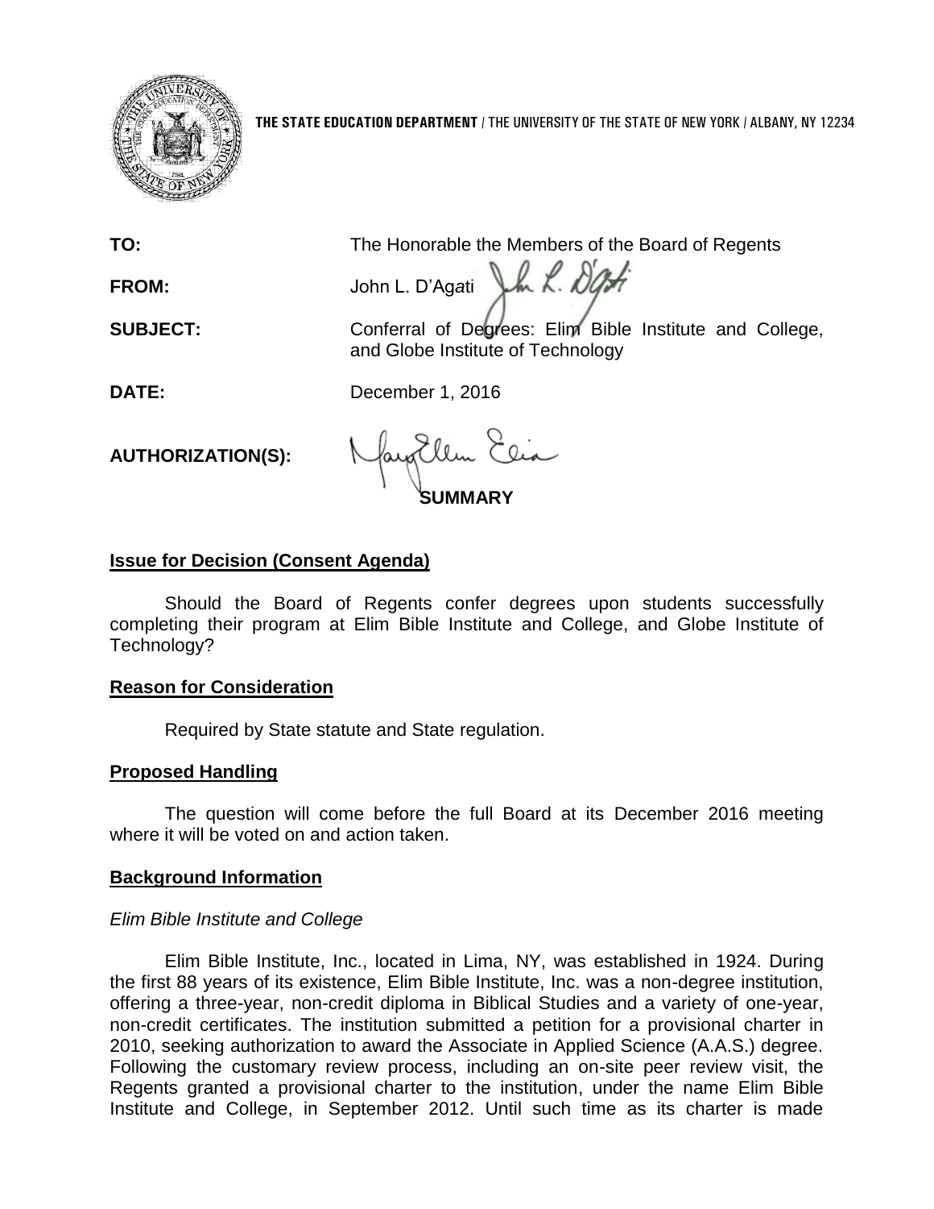**THE STATE EDUCATION DEPARTMENT** / THE UNIVERSITY OF THE STATE OF NEW YORK / ALBANY, NY 12234

**TO:** The Honorable the Members of the Board of Regents

**FROM:** John L. D'Agati

**SUBJECT:** Conferral of Degrees: Elim Bible Institute and College, and Globe Institute of Technology

**DATE:** December 1, 2016

**AUTHORIZATION(S):**

**SUMMARY**

**Issue for Decision (Consent Agenda)**

Should the Board of Regents confer degrees upon students successfully completing their program at Elim Bible Institute and College, and Globe Institute of Technology?

**Reason for Consideration**

Required by State statute and State regulation.

**Proposed Handling**

The question will come before the full Board at its December 2016 meeting where it will be voted on and action taken.

**Background Information**

*Elim Bible Institute and College*

Elim Bible Institute, Inc., located in Lima, NY, was established in 1924. During the first 88 years of its existence, Elim Bible Institute, Inc. was a non-degree institution, offering a three-year, non-credit diploma in Biblical Studies and a variety of one-year, non-credit certificates. The institution submitted a petition for a provisional charter in 2010, seeking authorization to award the Associate in Applied Science (A.A.S.) degree. Following the customary review process, including an on-site peer review visit, the Regents granted a provisional charter to the institution, under the name Elim Bible Institute and College, in September 2012. Until such time as its charter is made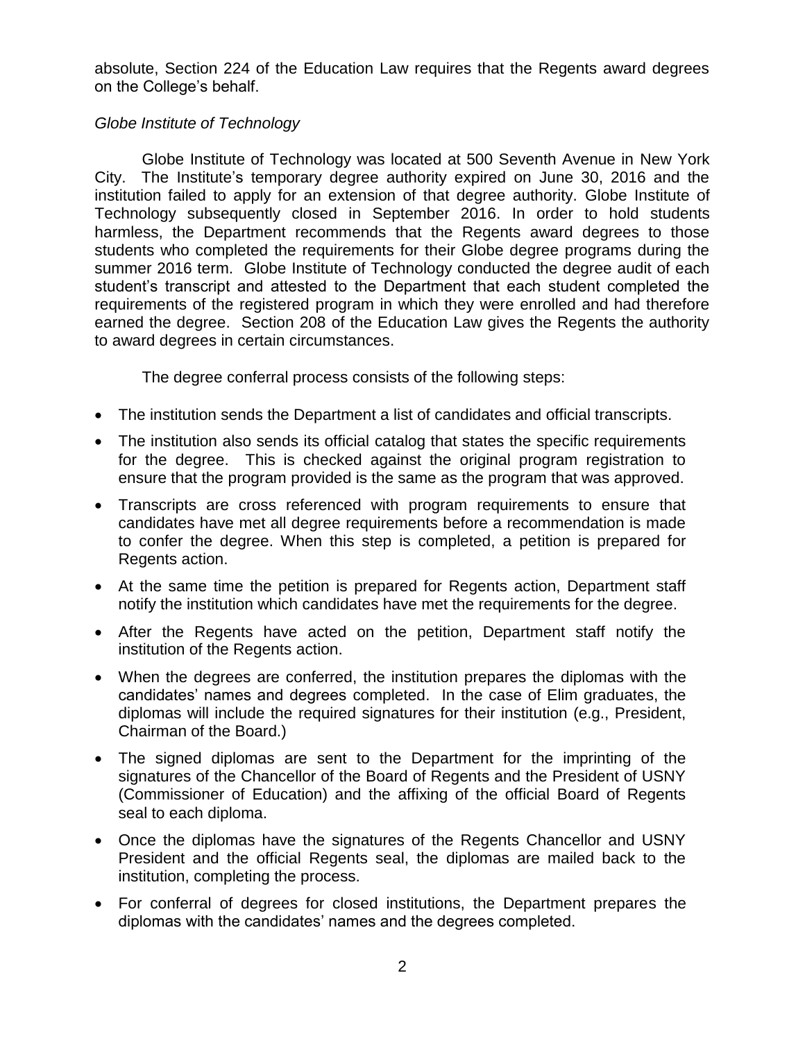absolute, Section 224 of the Education Law requires that the Regents award degrees on the College's behalf.

*Globe Institute of Technology*

Globe Institute of Technology was located at 500 Seventh Avenue in New York City. The Institute's temporary degree authority expired on June 30, 2016 and the institution failed to apply for an extension of that degree authority. Globe Institute of Technology subsequently closed in September 2016. In order to hold students harmless, the Department recommends that the Regents award degrees to those students who completed the requirements for their Globe degree programs during the summer 2016 term. Globe Institute of Technology conducted the degree audit of each student's transcript and attested to the Department that each student completed the requirements of the registered program in which they were enrolled and had therefore earned the degree. Section 208 of the Education Law gives the Regents the authority to award degrees in certain circumstances.

The degree conferral process consists of the following steps:

- The institution sends the Department a list of candidates and official transcripts.
- The institution also sends its official catalog that states the specific requirements for the degree. This is checked against the original program registration to ensure that the program provided is the same as the program that was approved.
- Transcripts are cross referenced with program requirements to ensure that candidates have met all degree requirements before a recommendation is made to confer the degree. When this step is completed, a petition is prepared for Regents action.
- At the same time the petition is prepared for Regents action, Department staff notify the institution which candidates have met the requirements for the degree.
- After the Regents have acted on the petition, Department staff notify the institution of the Regents action.
- When the degrees are conferred, the institution prepares the diplomas with the candidates' names and degrees completed. In the case of Elim graduates, the diplomas will include the required signatures for their institution (e.g., President, Chairman of the Board.)
- The signed diplomas are sent to the Department for the imprinting of the signatures of the Chancellor of the Board of Regents and the President of USNY (Commissioner of Education) and the affixing of the official Board of Regents seal to each diploma.
- Once the diplomas have the signatures of the Regents Chancellor and USNY President and the official Regents seal, the diplomas are mailed back to the institution, completing the process.
- For conferral of degrees for closed institutions, the Department prepares the diplomas with the candidates' names and the degrees completed.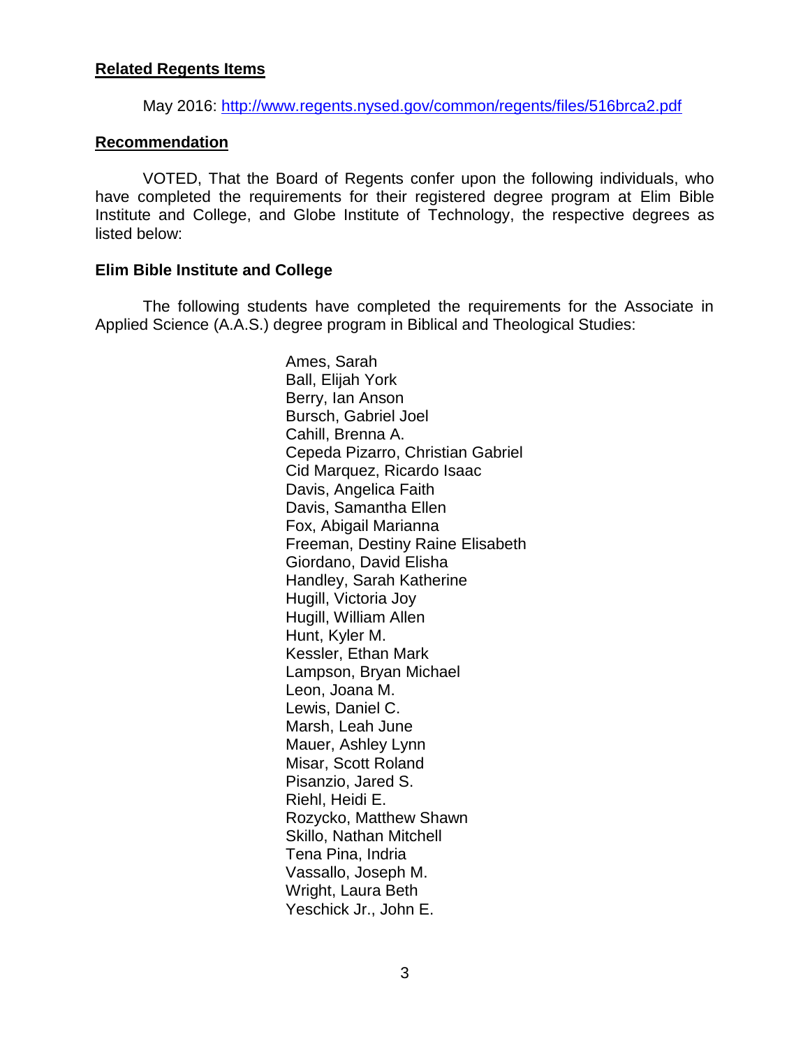**Related Regents Items**

May 2016: [http://www.regents.nysed.gov/common/regents/files/516brca2.pdf](http://www.regents.nysed.gov/common/regents/files/516brca2.pdf)

**Recommendation**

VOTED, That the Board of Regents confer upon the following individuals, who have completed the requirements for their registered degree program at Elim Bible Institute and College, and Globe Institute of Technology, the respective degrees as listed below:

**Elim Bible Institute and College**

The following students have completed the requirements for the Associate in Applied Science (A.A.S.) degree program in Biblical and Theological Studies:

Ames, Sarah
Ball, Elijah York
Berry, Ian Anson
Bursch, Gabriel Joel
Cahill, Brenna A.
Cepeda Pizarro, Christian Gabriel
Cid Marquez, Ricardo Isaac
Davis, Angelica Faith
Davis, Samantha Ellen
Fox, Abigail Marianna
Freeman, Destiny Raine Elisabeth
Giordano, David Elisha
Handley, Sarah Katherine
Hugill, Victoria Joy
Hugill, William Allen
Hunt, Kyler M.
Kessler, Ethan Mark
Lampson, Bryan Michael
Leon, Joana M.
Lewis, Daniel C.
Marsh, Leah June
Mauer, Ashley Lynn
Misar, Scott Roland
Pisanzio, Jared S.
Riehl, Heidi E.
Rozycko, Matthew Shawn
Skillo, Nathan Mitchell
Tena Pina, Indria
Vassallo, Joseph M.
Wright, Laura Beth
Yeschick Jr., John E.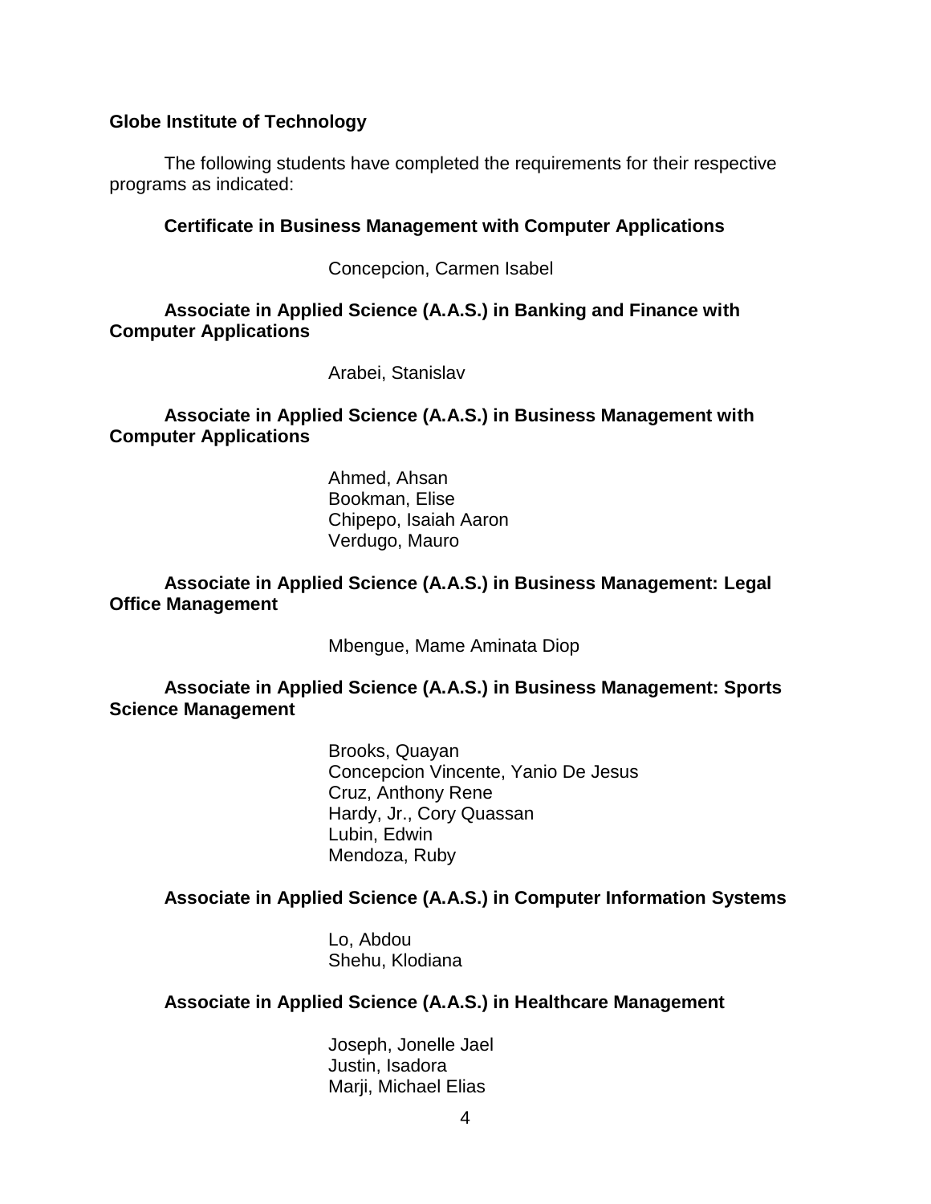**Globe Institute of Technology**

The following students have completed the requirements for their respective programs as indicated:

**Certificate in Business Management with Computer Applications**

Concepcion, Carmen Isabel

**Associate in Applied Science (A.A.S.) in Banking and Finance with Computer Applications**

Arabei, Stanislav

**Associate in Applied Science (A.A.S.) in Business Management with Computer Applications**

Ahmed, Ahsan
Bookman, Elise
Chipepo, Isaiah Aaron
Verdugo, Mauro

**Associate in Applied Science (A.A.S.) in Business Management: Legal Office Management**

Mbengue, Mame Aminata Diop

**Associate in Applied Science (A.A.S.) in Business Management: Sports Science Management**

Brooks, Quayan
Concepcion Vincente, Yanio De Jesus
Cruz, Anthony Rene
Hardy, Jr., Cory Quassan
Lubin, Edwin
Mendoza, Ruby

**Associate in Applied Science (A.A.S.) in Computer Information Systems**

Lo, Abdou
Shehu, Klodiana

**Associate in Applied Science (A.A.S.) in Healthcare Management**

Joseph, Jonelle Jael
Justin, Isadora
Marji, Michael Elias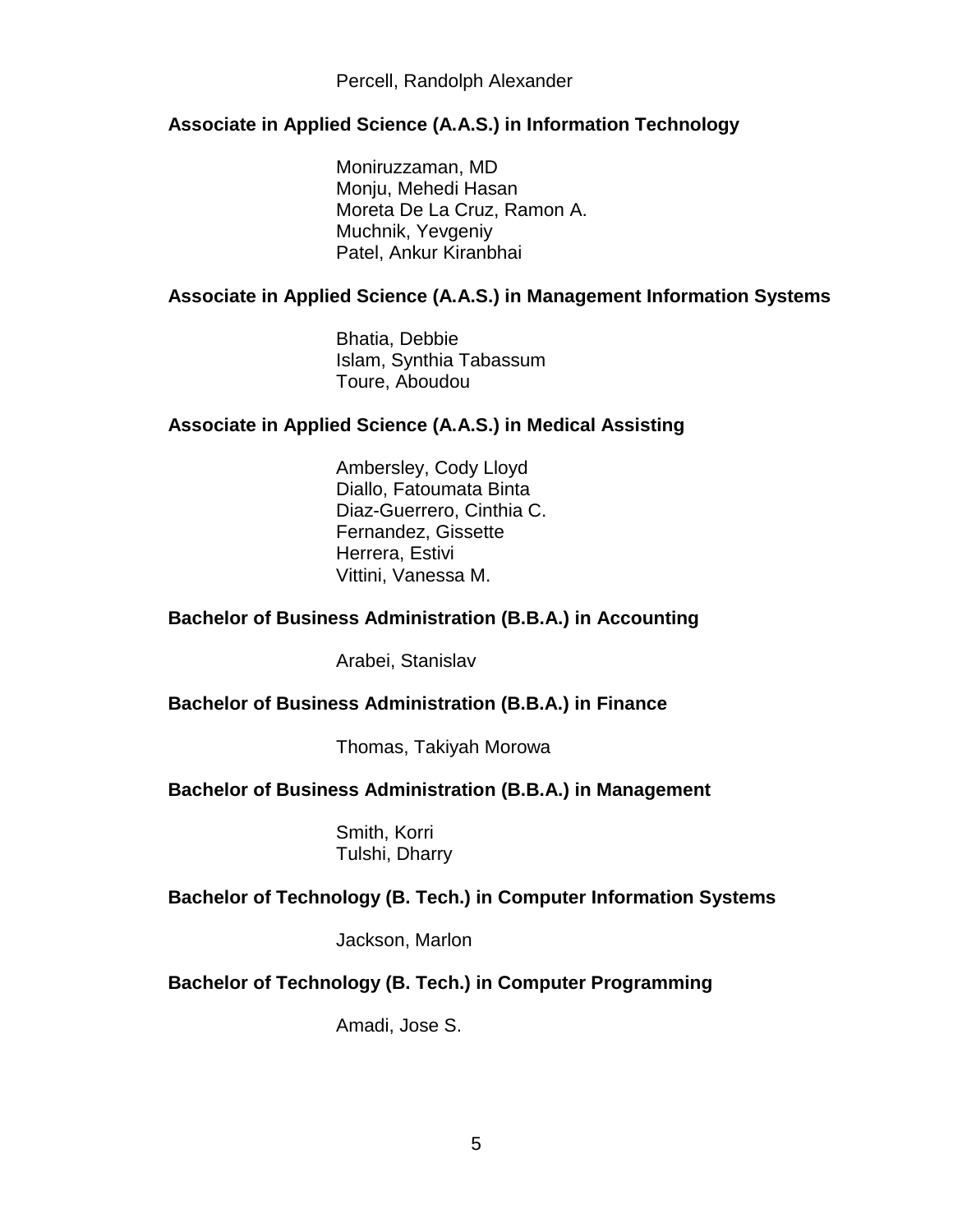Percell, Randolph Alexander

**Associate in Applied Science (A.A.S.) in Information Technology**

Moniruzzaman, MD
Monju, Mehedi Hasan
Moreta De La Cruz, Ramon A.
Muchnik, Yevgeniy
Patel, Ankur Kiranbhai

**Associate in Applied Science (A.A.S.) in Management Information Systems**

Bhatia, Debbie
Islam, Synthia Tabassum
Toure, Aboudou

**Associate in Applied Science (A.A.S.) in Medical Assisting**

Ambersley, Cody Lloyd
Diallo, Fatoumata Binta
Diaz-Guerrero, Cinthia C.
Fernandez, Gissette
Herrera, Estivi
Vittini, Vanessa M.

**Bachelor of Business Administration (B.B.A.) in Accounting**

Arabei, Stanislav

**Bachelor of Business Administration (B.B.A.) in Finance**

Thomas, Takiyah Morowa

**Bachelor of Business Administration (B.B.A.) in Management**

Smith, Korri
Tulshi, Dharry

**Bachelor of Technology (B. Tech.) in Computer Information Systems**

Jackson, Marlon

**Bachelor of Technology (B. Tech.) in Computer Programming**

Amadi, Jose S.